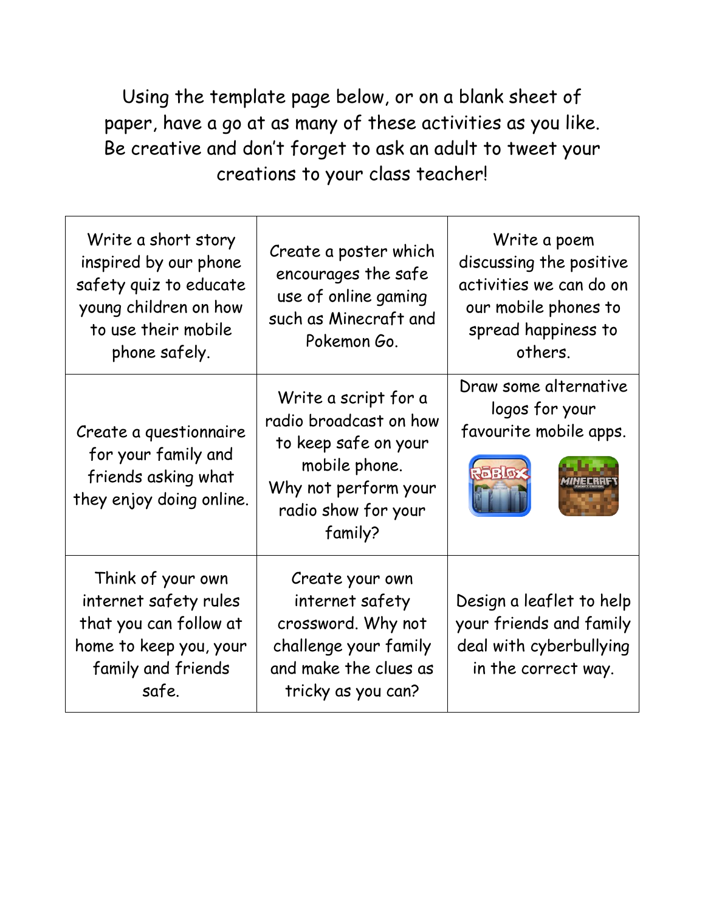Using the template page below, or on a blank sheet of paper, have a go at as many of these activities as you like. Be creative and don't forget to ask an adult to tweet your creations to your class teacher!

| | | |
|---|---|---|
| Write a short story inspired by our phone safety quiz to educate young children on how to use their mobile phone safely. | Create a poster which encourages the safe use of online gaming such as Minecraft and Pokemon Go. | Write a poem discussing the positive activities we can do on our mobile phones to spread happiness to others. |
| Create a questionnaire for your family and friends asking what they enjoy doing online. | Write a script for a radio broadcast on how to keep safe on your mobile phone. Why not perform your radio show for your family? | Draw some alternative logos for your favourite mobile apps. |
| Think of your own internet safety rules that you can follow at home to keep you, your family and friends safe. | Create your own internet safety crossword. Why not challenge your family and make the clues as tricky as you can? | Design a leaflet to help your friends and family deal with cyberbullying in the correct way. |